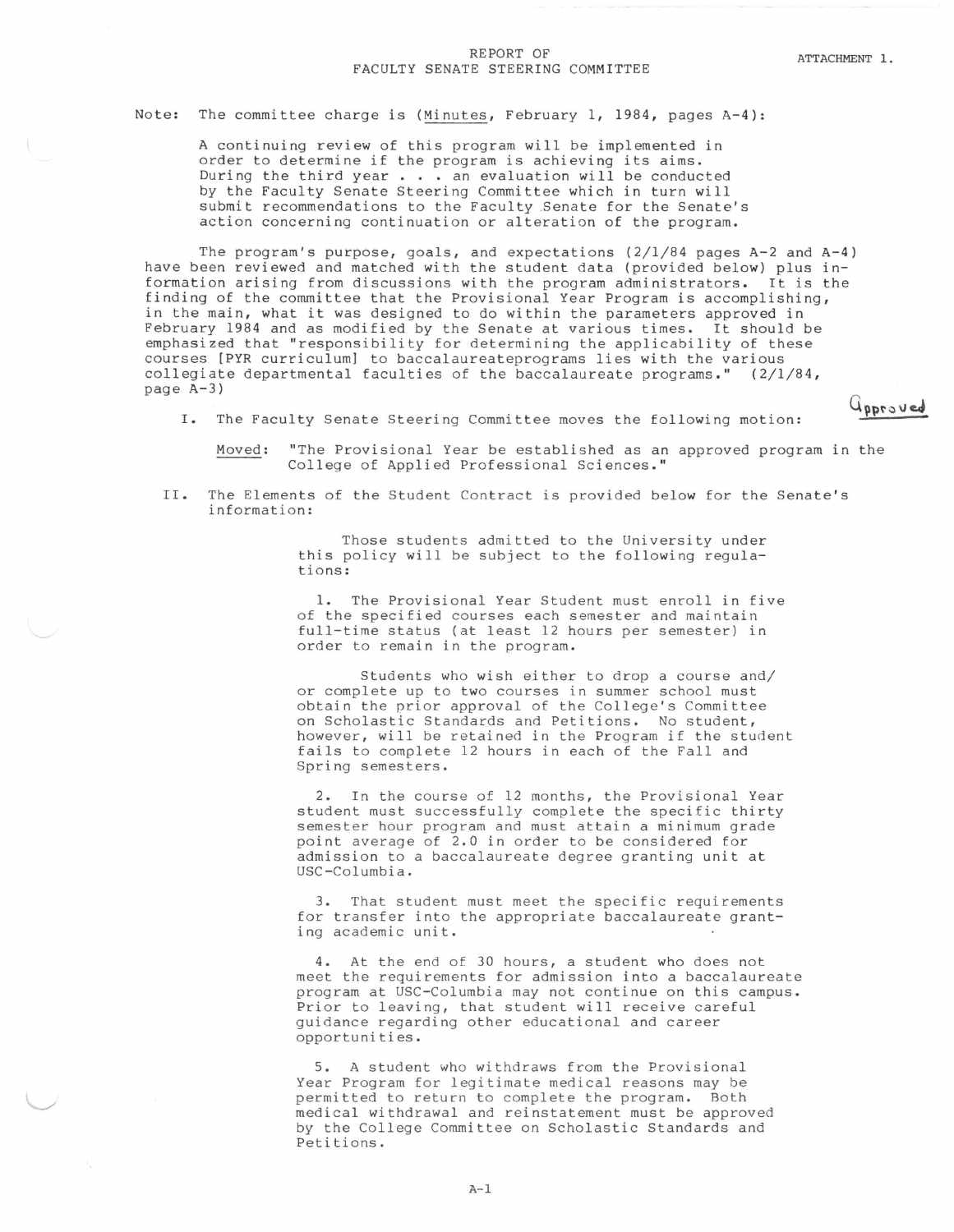# REPORT OF FACULTY SENATE STEERING COMMITTEE

ATTACHMENT 1.

Note: The committee charge is (Minutes, February 1, 1984, pages A-4):

> A continuing review of this program will be implemented in order to determine if the program is achieving its aims. During the third year . . . an evaluation will be conducted by the Faculty Senate Steering Committee which in turn will submit recommendations to the Faculty Senate for the Senate's action concerning continuation or alteration of the program.

The program's purpose, goals, and expectations (2/1/84 pages A-2 and A-4) have been reviewed and matched with the student data (provided below) plus information arising from discussions with the program administrators. It is the finding of the committee that the Provisional Year Program is accomplishing, in the main, what it was designed to do within the parameters approved in February 1984 and as modified by the Senate at various times. It should be emphasized that "responsibility for determining the applicability of these courses [PYR curriculum] to baccalaureateprograms lies with the various collegiate departmental faculties of the baccalaureate programs." (2/1/84, page A-3)

I. The Faculty Senate Steering Committee moves the following motion: Approved

Moved: "The Provisional Year be established as an approved program in the College of Applied Professional Sciences."

II. The Elements of the Student Contract is provided below for the Senate's information:

Those students admitted to the University under this policy will be subject to the following regulations:

1. The Provisional Year Student must enroll in five of the specified courses each semester and maintain full-time status (at least 12 hours per semester) in order to remain in the program.

   Students who wish either to drop a course and/or complete up to two courses in summer school must obtain the prior approval of the College's Committee on Scholastic Standards and Petitions. No student, however, will be retained in the Program if the student fails to complete 12 hours in each of the Fall and Spring semesters.

2. In the course of 12 months, the Provisional Year student must successfully complete the specific thirty semester hour program and must attain a minimum grade point average of 2.0 in order to be considered for admission to a baccalaureate degree granting unit at USC-Columbia.

3. That student must meet the specific requirements for transfer into the appropriate baccalaureate granting academic unit.

4. At the end of 30 hours, a student who does not meet the requirements for admission into a baccalaureate program at USC-Columbia may not continue on this campus. Prior to leaving, that student will receive careful guidance regarding other educational and career opportunities.

5. A student who withdraws from the Provisional Year Program for legitimate medical reasons may be permitted to return to complete the program. Both medical withdrawal and reinstatement must be approved by the College Committee on Scholastic Standards and Petitions.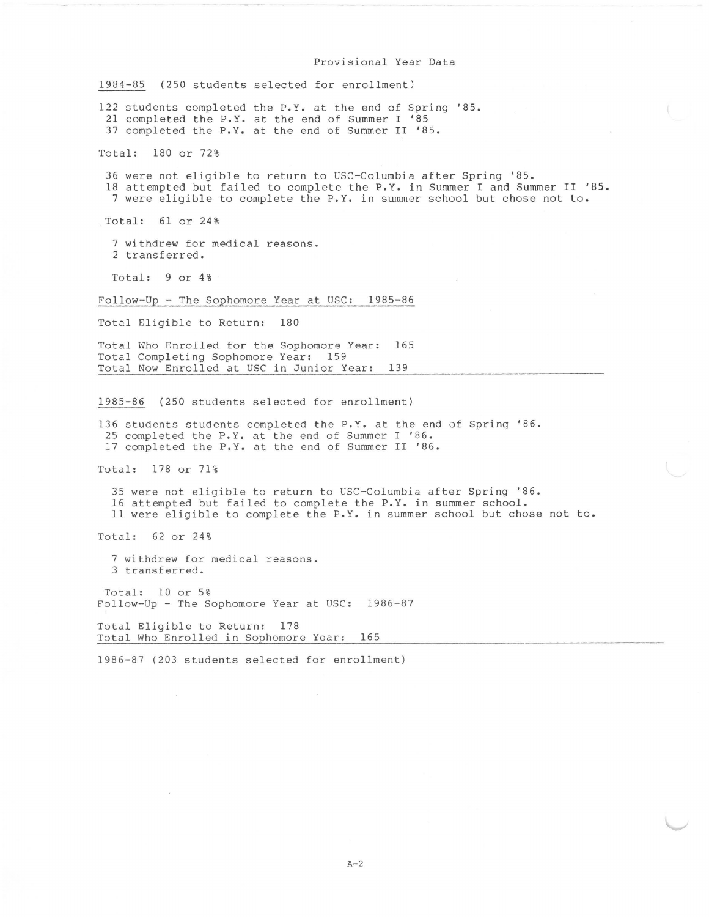# Provisional Year Data

<u>1984-85</u> (250 students selected for enrollment)

122 students completed the P.Y. at the end of Spring '85.
21 completed the P.Y. at the end of Summer I '85
37 completed the P.Y. at the end of Summer II '85.

Total: 180 or 72%

36 were not eligible to return to USC-Columbia after Spring '85.
18 attempted but failed to complete the P.Y. in Summer I and Summer II '85.
7 were eligible to complete the P.Y. in summer school but chose not to.

Total: 61 or 24%

7 withdrew for medical reasons.
2 transferred.

Total: 9 or 4%

<u>Follow-Up - The Sophomore Year at USC: 1985-86</u>

Total Eligible to Return: 180

Total Who Enrolled for the Sophomore Year: 165
Total Completing Sophomore Year: 159
<u>Total Now Enrolled at USC in Junior Year: 139</u>

<u>1985-86</u> (250 students selected for enrollment)

136 students students completed the P.Y. at the end of Spring '86.
25 completed the P.Y. at the end of Summer I '86.
17 completed the P.Y. at the end of Summer II '86.

Total: 178 or 71%

35 were not eligible to return to USC-Columbia after Spring '86.
16 attempted but failed to complete the P.Y. in summer school.
11 were eligible to complete the P.Y. in summer school but chose not to.

Total: 62 or 24%

7 withdrew for medical reasons.
3 transferred.

Total: 10 or 5%

Follow-Up - The Sophomore Year at USC: 1986-87

Total Eligible to Return: 178
<u>Total Who Enrolled in Sophomore Year: 165</u>

1986-87 (203 students selected for enrollment)